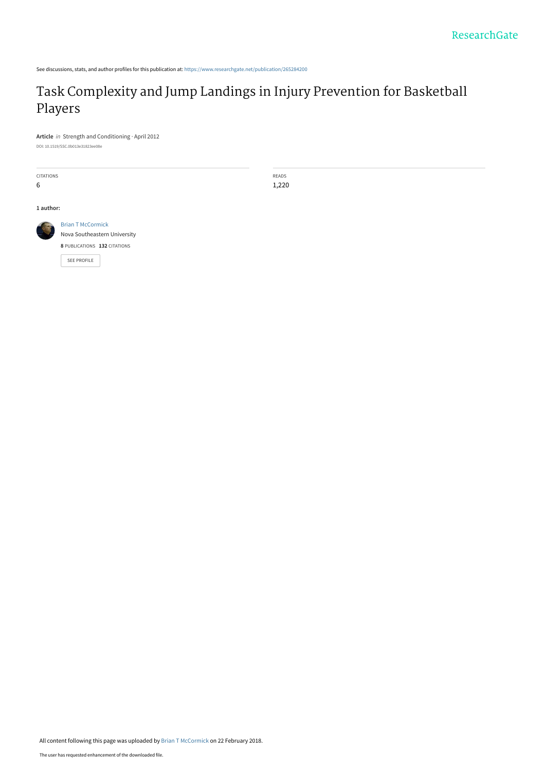See discussions, stats, and author profiles for this publication at: https://www.researchgate.net/publication/265284200

# Task Complexity and Jump Landings in Injury Prevention for Basketball Players

**Article** *in* Strength and Conditioning · April 2012

DOI: 10.1519/SSC.0b013e31823ee08e

| CITATIONS | READS |
|---|---|
| 6 | 1,220 |

**1 author:**

Brian T McCormick
Nova Southeastern University
**8** PUBLICATIONS **132** CITATIONS

SEE PROFILE

All content following this page was uploaded by Brian T McCormick on 22 February 2018.

The user has requested enhancement of the downloaded file.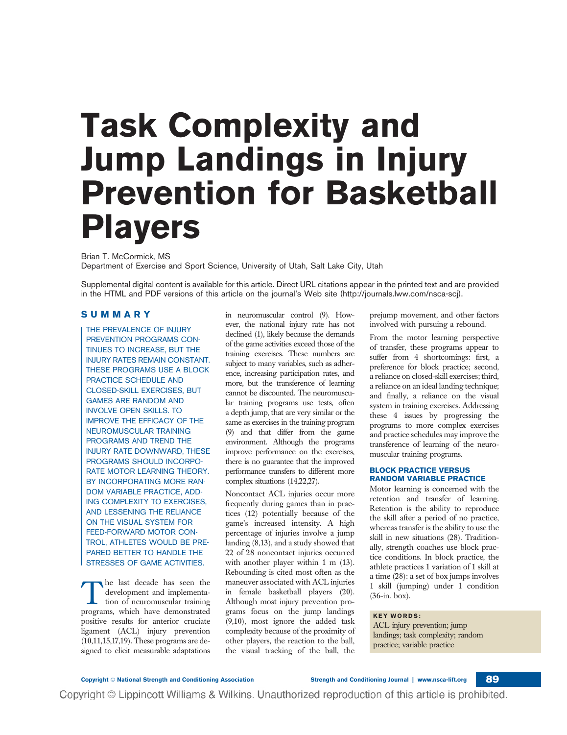# Task Complexity and Jump Landings in Injury Prevention for Basketball Players

Brian T. McCormick, MS
Department of Exercise and Sport Science, University of Utah, Salt Lake City, Utah

Supplemental digital content is available for this article. Direct URL citations appear in the printed text and are provided in the HTML and PDF versions of this article on the journal's Web site (http://journals.lww.com/nsca-scj).

## SUMMARY

THE PREVALENCE OF INJURY PREVENTION PROGRAMS CONTINUES TO INCREASE, BUT THE INJURY RATES REMAIN CONSTANT. THESE PROGRAMS USE A BLOCK PRACTICE SCHEDULE AND CLOSED-SKILL EXERCISES, BUT GAMES ARE RANDOM AND INVOLVE OPEN SKILLS. TO IMPROVE THE EFFICACY OF THE NEUROMUSCULAR TRAINING PROGRAMS AND TREND THE INJURY RATE DOWNWARD, THESE PROGRAMS SHOULD INCORPORATE MOTOR LEARNING THEORY. BY INCORPORATING MORE RANDOM VARIABLE PRACTICE, ADDING COMPLEXITY TO EXERCISES, AND LESSENING THE RELIANCE ON THE VISUAL SYSTEM FOR FEED-FORWARD MOTOR CONTROL, ATHLETES WOULD BE PREPARED BETTER TO HANDLE THE STRESSES OF GAME ACTIVITIES.

The last decade has seen the development and implementation of neuromuscular training programs, which have demonstrated positive results for anterior cruciate ligament (ACL) injury prevention (10,11,15,17,19). These programs are designed to elicit measurable adaptations in neuromuscular control (9). However, the national injury rate has not declined (1), likely because the demands of the game activities exceed those of the training exercises. These numbers are subject to many variables, such as adherence, increasing participation rates, and more, but the transference of learning cannot be discounted. The neuromuscular training programs use tests, often a depth jump, that are very similar or the same as exercises in the training program (9) and that differ from the game environment. Although the programs improve performance on the exercises, there is no guarantee that the improved performance transfers to different more complex situations (14,22,27).

Noncontact ACL injuries occur more frequently during games than in practices (12) potentially because of the game's increased intensity. A high percentage of injuries involve a jump landing (8,13), and a study showed that 22 of 28 noncontact injuries occurred with another player within 1 m (13). Rebounding is cited most often as the maneuver associated with ACL injuries in female basketball players (20). Although most injury prevention programs focus on the jump landings (9,10), most ignore the added task complexity because of the proximity of other players, the reaction to the ball, the visual tracking of the ball, the prejump movement, and other factors involved with pursuing a rebound.

From the motor learning perspective of transfer, these programs appear to suffer from 4 shortcomings: first, a preference for block practice; second, a reliance on closed-skill exercises; third, a reliance on an ideal landing technique; and finally, a reliance on the visual system in training exercises. Addressing these 4 issues by progressing the programs to more complex exercises and practice schedules may improve the transference of learning of the neuromuscular training programs.

### BLOCK PRACTICE VERSUS RANDOM VARIABLE PRACTICE

Motor learning is concerned with the retention and transfer of learning. Retention is the ability to reproduce the skill after a period of no practice, whereas transfer is the ability to use the skill in new situations (28). Traditionally, strength coaches use block practice conditions. In block practice, the athlete practices 1 variation of 1 skill at a time (28): a set of box jumps involves 1 skill (jumping) under 1 condition (36-in. box).

**KEY WORDS:**
ACL injury prevention; jump landings; task complexity; random practice; variable practice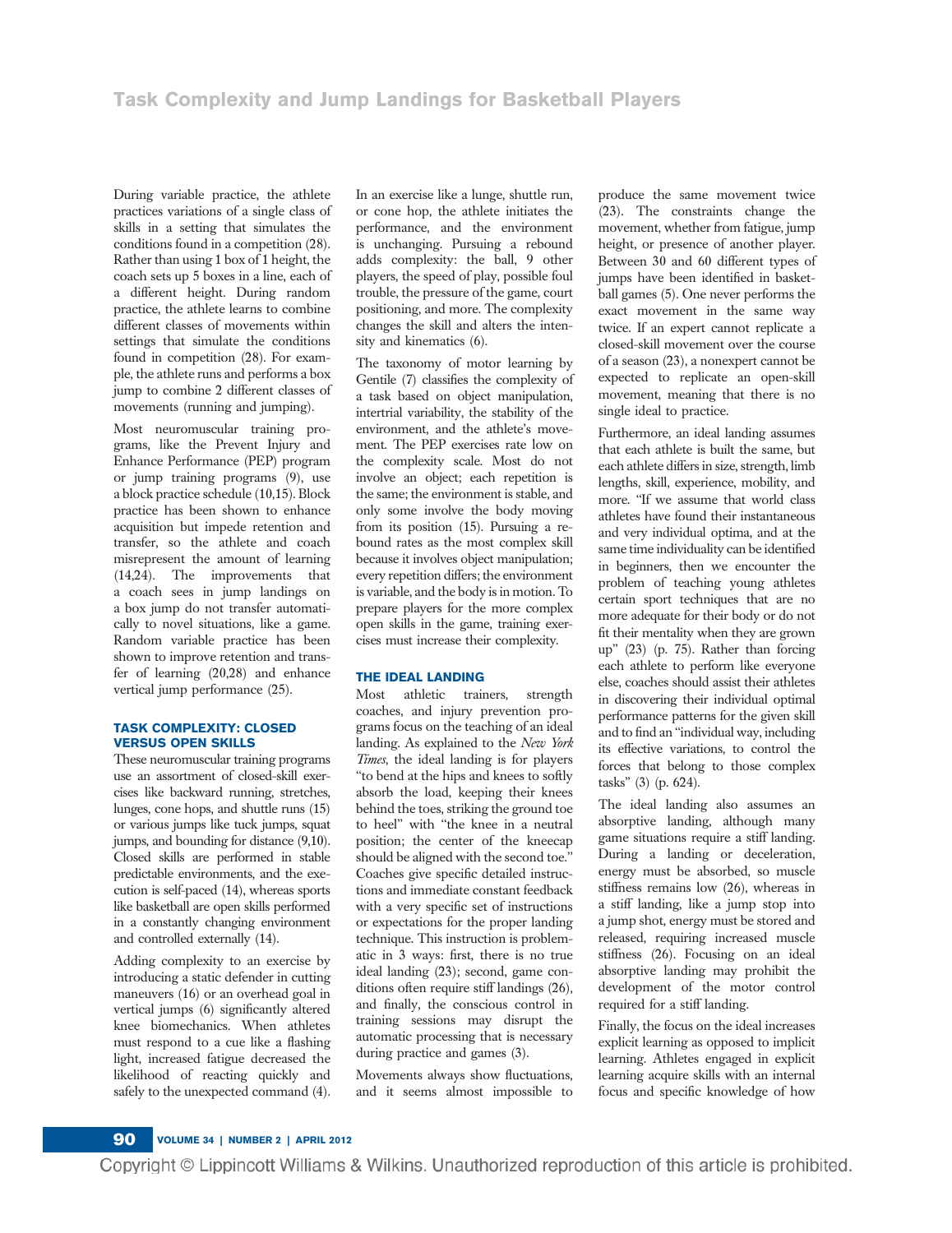During variable practice, the athlete practices variations of a single class of skills in a setting that simulates the conditions found in a competition (28). Rather than using 1 box of 1 height, the coach sets up 5 boxes in a line, each of a different height. During random practice, the athlete learns to combine different classes of movements within settings that simulate the conditions found in competition (28). For example, the athlete runs and performs a box jump to combine 2 different classes of movements (running and jumping).

Most neuromuscular training programs, like the Prevent Injury and Enhance Performance (PEP) program or jump training programs (9), use a block practice schedule (10,15). Block practice has been shown to enhance acquisition but impede retention and transfer, so the athlete and coach misrepresent the amount of learning (14,24). The improvements that a coach sees in jump landings on a box jump do not transfer automatically to novel situations, like a game. Random variable practice has been shown to improve retention and transfer of learning (20,28) and enhance vertical jump performance (25).

## TASK COMPLEXITY: CLOSED VERSUS OPEN SKILLS

These neuromuscular training programs use an assortment of closed-skill exercises like backward running, stretches, lunges, cone hops, and shuttle runs (15) or various jumps like tuck jumps, squat jumps, and bounding for distance (9,10). Closed skills are performed in stable predictable environments, and the execution is self-paced (14), whereas sports like basketball are open skills performed in a constantly changing environment and controlled externally (14).

Adding complexity to an exercise by introducing a static defender in cutting maneuvers (16) or an overhead goal in vertical jumps (6) significantly altered knee biomechanics. When athletes must respond to a cue like a flashing light, increased fatigue decreased the likelihood of reacting quickly and safely to the unexpected command (4).

In an exercise like a lunge, shuttle run, or cone hop, the athlete initiates the performance, and the environment is unchanging. Pursuing a rebound adds complexity: the ball, 9 other players, the speed of play, possible foul trouble, the pressure of the game, court positioning, and more. The complexity changes the skill and alters the intensity and kinematics (6).

The taxonomy of motor learning by Gentile (7) classifies the complexity of a task based on object manipulation, intertrial variability, the stability of the environment, and the athlete's movement. The PEP exercises rate low on the complexity scale. Most do not involve an object; each repetition is the same; the environment is stable, and only some involve the body moving from its position (15). Pursuing a rebound rates as the most complex skill because it involves object manipulation; every repetition differs; the environment is variable, and the body is in motion. To prepare players for the more complex open skills in the game, training exercises must increase their complexity.

## THE IDEAL LANDING

Most athletic trainers, strength coaches, and injury prevention programs focus on the teaching of an ideal landing. As explained to the *New York Times*, the ideal landing is for players "to bend at the hips and knees to softly absorb the load, keeping their knees behind the toes, striking the ground toe to heel" with "the knee in a neutral position; the center of the kneecap should be aligned with the second toe." Coaches give specific detailed instructions and immediate constant feedback with a very specific set of instructions or expectations for the proper landing technique. This instruction is problematic in 3 ways: first, there is no true ideal landing (23); second, game conditions often require stiff landings (26), and finally, the conscious control in training sessions may disrupt the automatic processing that is necessary during practice and games (3).

Movements always show fluctuations, and it seems almost impossible to produce the same movement twice (23). The constraints change the movement, whether from fatigue, jump height, or presence of another player. Between 30 and 60 different types of jumps have been identified in basketball games (5). One never performs the exact movement in the same way twice. If an expert cannot replicate a closed-skill movement over the course of a season (23), a nonexpert cannot be expected to replicate an open-skill movement, meaning that there is no single ideal to practice.

Furthermore, an ideal landing assumes that each athlete is built the same, but each athlete differs in size, strength, limb lengths, skill, experience, mobility, and more. "If we assume that world class athletes have found their instantaneous and very individual optima, and at the same time individuality can be identified in beginners, then we encounter the problem of teaching young athletes certain sport techniques that are no more adequate for their body or do not fit their mentality when they are grown up" (23) (p. 75). Rather than forcing each athlete to perform like everyone else, coaches should assist their athletes in discovering their individual optimal performance patterns for the given skill and to find an "individual way, including its effective variations, to control the forces that belong to those complex tasks" (3) (p. 624).

The ideal landing also assumes an absorptive landing, although many game situations require a stiff landing. During a landing or deceleration, energy must be absorbed, so muscle stiffness remains low (26), whereas in a stiff landing, like a jump stop into a jump shot, energy must be stored and released, requiring increased muscle stiffness (26). Focusing on an ideal absorptive landing may prohibit the development of the motor control required for a stiff landing.

Finally, the focus on the ideal increases explicit learning as opposed to implicit learning. Athletes engaged in explicit learning acquire skills with an internal focus and specific knowledge of how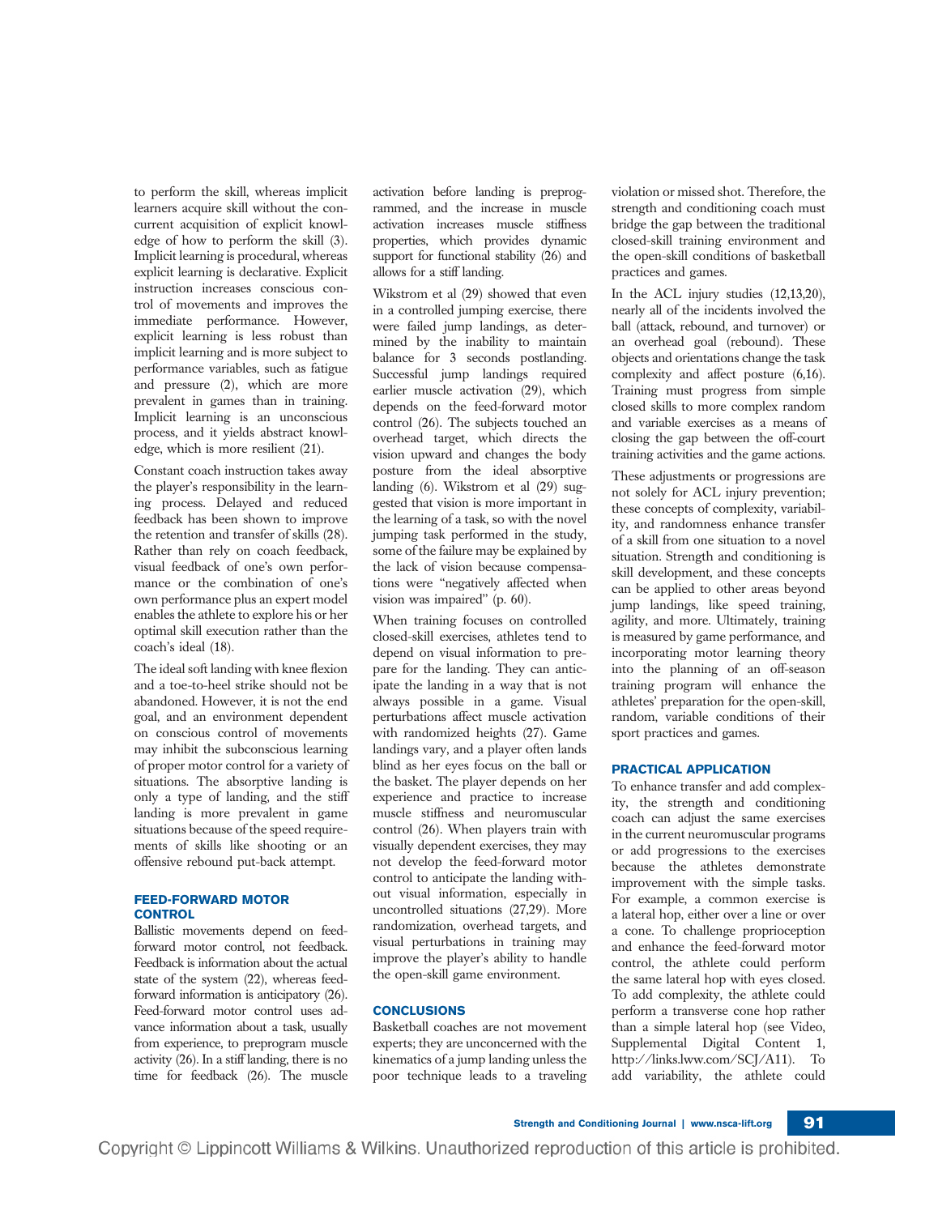to perform the skill, whereas implicit learners acquire skill without the concurrent acquisition of explicit knowledge of how to perform the skill (3). Implicit learning is procedural, whereas explicit learning is declarative. Explicit instruction increases conscious control of movements and improves the immediate performance. However, explicit learning is less robust than implicit learning and is more subject to performance variables, such as fatigue and pressure (2), which are more prevalent in games than in training. Implicit learning is an unconscious process, and it yields abstract knowledge, which is more resilient (21).

Constant coach instruction takes away the player's responsibility in the learning process. Delayed and reduced feedback has been shown to improve the retention and transfer of skills (28). Rather than rely on coach feedback, visual feedback of one's own performance or the combination of one's own performance plus an expert model enables the athlete to explore his or her optimal skill execution rather than the coach's ideal (18).

The ideal soft landing with knee flexion and a toe-to-heel strike should not be abandoned. However, it is not the end goal, and an environment dependent on conscious control of movements may inhibit the subconscious learning of proper motor control for a variety of situations. The absorptive landing is only a type of landing, and the stiff landing is more prevalent in game situations because of the speed requirements of skills like shooting or an offensive rebound put-back attempt.

### FEED-FORWARD MOTOR CONTROL

Ballistic movements depend on feed-forward motor control, not feedback. Feedback is information about the actual state of the system (22), whereas feed-forward information is anticipatory (26). Feed-forward motor control uses advance information about a task, usually from experience, to preprogram muscle activity (26). In a stiff landing, there is no time for feedback (26). The muscle activation before landing is preprogrammed, and the increase in muscle activation increases muscle stiffness properties, which provides dynamic support for functional stability (26) and allows for a stiff landing.

Wikstrom et al (29) showed that even in a controlled jumping exercise, there were failed jump landings, as determined by the inability to maintain balance for 3 seconds postlanding. Successful jump landings required earlier muscle activation (29), which depends on the feed-forward motor control (26). The subjects touched an overhead target, which directs the vision upward and changes the body posture from the ideal absorptive landing (6). Wikstrom et al (29) suggested that vision is more important in the learning of a task, so with the novel jumping task performed in the study, some of the failure may be explained by the lack of vision because compensations were "negatively affected when vision was impaired" (p. 60).

When training focuses on controlled closed-skill exercises, athletes tend to depend on visual information to prepare for the landing. They can anticipate the landing in a way that is not always possible in a game. Visual perturbations affect muscle activation with randomized heights (27). Game landings vary, and a player often lands blind as her eyes focus on the ball or the basket. The player depends on her experience and practice to increase muscle stiffness and neuromuscular control (26). When players train with visually dependent exercises, they may not develop the feed-forward motor control to anticipate the landing without visual information, especially in uncontrolled situations (27,29). More randomization, overhead targets, and visual perturbations in training may improve the player's ability to handle the open-skill game environment.

### CONCLUSIONS

Basketball coaches are not movement experts; they are unconcerned with the kinematics of a jump landing unless the poor technique leads to a traveling violation or missed shot. Therefore, the strength and conditioning coach must bridge the gap between the traditional closed-skill training environment and the open-skill conditions of basketball practices and games.

In the ACL injury studies (12,13,20), nearly all of the incidents involved the ball (attack, rebound, and turnover) or an overhead goal (rebound). These objects and orientations change the task complexity and affect posture (6,16). Training must progress from simple closed skills to more complex random and variable exercises as a means of closing the gap between the off-court training activities and the game actions.

These adjustments or progressions are not solely for ACL injury prevention; these concepts of complexity, variability, and randomness enhance transfer of a skill from one situation to a novel situation. Strength and conditioning is skill development, and these concepts can be applied to other areas beyond jump landings, like speed training, agility, and more. Ultimately, training is measured by game performance, and incorporating motor learning theory into the planning of an off-season training program will enhance the athletes' preparation for the open-skill, random, variable conditions of their sport practices and games.

### PRACTICAL APPLICATION

To enhance transfer and add complexity, the strength and conditioning coach can adjust the same exercises in the current neuromuscular programs or add progressions to the exercises because the athletes demonstrate improvement with the simple tasks. For example, a common exercise is a lateral hop, either over a line or over a cone. To challenge proprioception and enhance the feed-forward motor control, the athlete could perform the same lateral hop with eyes closed. To add complexity, the athlete could perform a transverse cone hop rather than a simple lateral hop (see Video, Supplemental Digital Content 1, http://links.lww.com/SCJ/A11). To add variability, the athlete could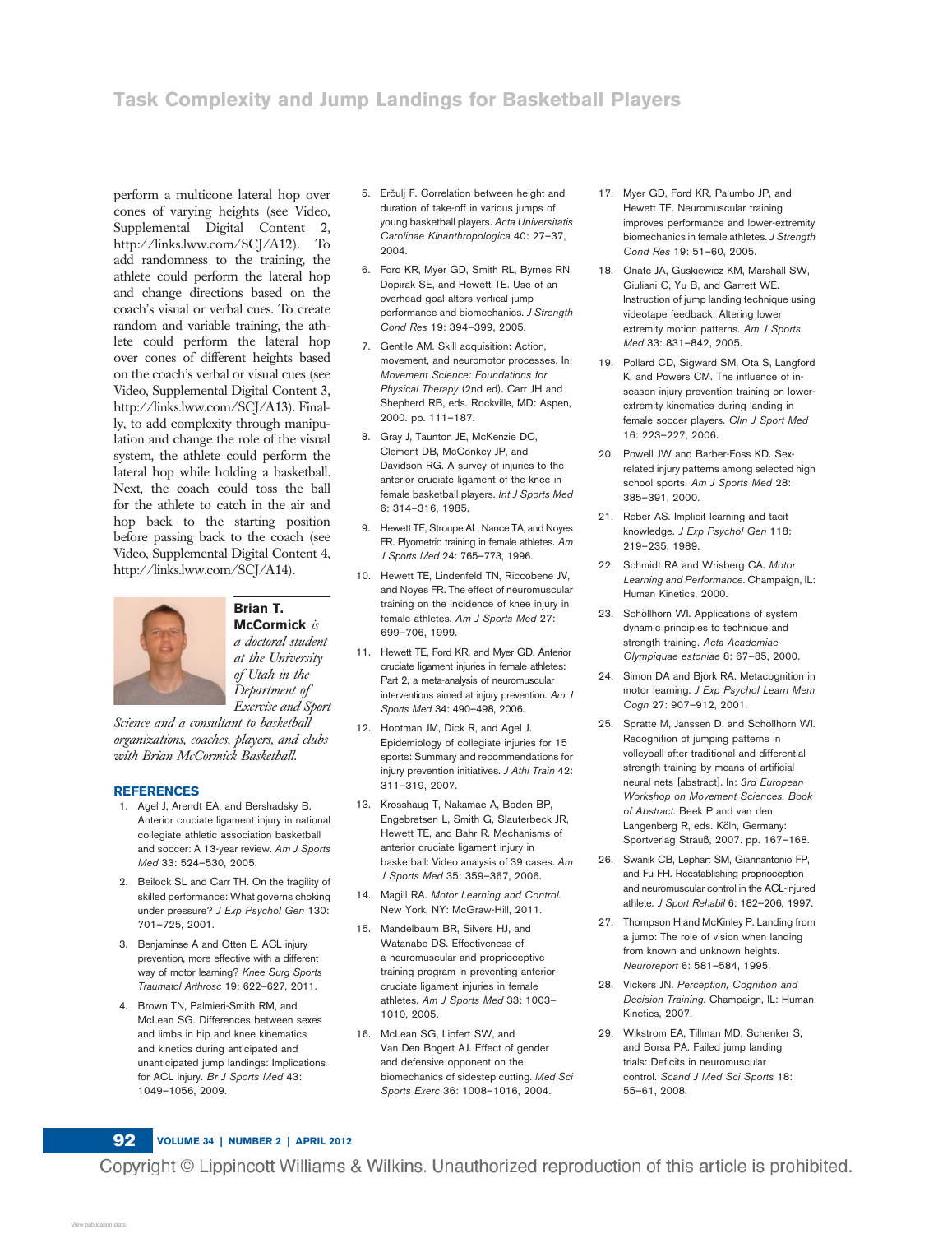perform a multicone lateral hop over cones of varying heights (see Video, Supplemental Digital Content 2, http://links.lww.com/SCJ/A12). To add randomness to the training, the athlete could perform the lateral hop and change directions based on the coach's visual or verbal cues. To create random and variable training, the athlete could perform the lateral hop over cones of different heights based on the coach's verbal or visual cues (see Video, Supplemental Digital Content 3, http://links.lww.com/SCJ/A13). Finally, to add complexity through manipulation and change the role of the visual system, the athlete could perform the lateral hop while holding a basketball. Next, the coach could toss the ball for the athlete to catch in the air and hop back to the starting position before passing back to the coach (see Video, Supplemental Digital Content 4, http://links.lww.com/SCJ/A14).

**Brian T. McCormick** *is a doctoral student at the University of Utah in the Department of Exercise and Sport Science and a consultant to basketball organizations, coaches, players, and clubs with Brian McCormick Basketball.*

## REFERENCES

1. Agel J, Arendt EA, and Bershadsky B. Anterior cruciate ligament injury in national collegiate athletic association basketball and soccer: A 13-year review. *Am J Sports Med* 33: 524–530, 2005.
2. Beilock SL and Carr TH. On the fragility of skilled performance: What governs choking under pressure? *J Exp Psychol Gen* 130: 701–725, 2001.
3. Benjaminse A and Otten E. ACL injury prevention, more effective with a different way of motor learning? *Knee Surg Sports Traumatol Arthrosc* 19: 622–627, 2011.
4. Brown TN, Palmieri-Smith RM, and McLean SG. Differences between sexes and limbs in hip and knee kinematics and kinetics during anticipated and unanticipated jump landings: Implications for ACL injury. *Br J Sports Med* 43: 1049–1056, 2009.
5. Eržulj F. Correlation between height and duration of take-off in various jumps of young basketball players. *Acta Universitatis Carolinae Kinanthropologica* 40: 27–37, 2004.
6. Ford KR, Myer GD, Smith RL, Byrnes RN, Dopirak SE, and Hewett TE. Use of an overhead goal alters vertical jump performance and biomechanics. *J Strength Cond Res* 19: 394–399, 2005.
7. Gentile AM. Skill acquisition: Action, movement, and neuromotor processes. In: *Movement Science: Foundations for Physical Therapy* (2nd ed). Carr JH and Shepherd RB, eds. Rockville, MD: Aspen, 2000. pp. 111–187.
8. Gray J, Taunton JE, McKenzie DC, Clement DB, McConkey JP, and Davidson RG. A survey of injuries to the anterior cruciate ligament of the knee in female basketball players. *Int J Sports Med* 6: 314–316, 1985.
9. Hewett TE, Stroupe AL, Nance TA, and Noyes FR. Plyometric training in female athletes. *Am J Sports Med* 24: 765–773, 1996.
10. Hewett TE, Lindenfeld TN, Riccobene JV, and Noyes FR. The effect of neuromuscular training on the incidence of knee injury in female athletes. *Am J Sports Med* 27: 699–706, 1999.
11. Hewett TE, Ford KR, and Myer GD. Anterior cruciate ligament injuries in female athletes: Part 2, a meta-analysis of neuromuscular interventions aimed at injury prevention. *Am J Sports Med* 34: 490–498, 2006.
12. Hootman JM, Dick R, and Agel J. Epidemiology of collegiate injuries for 15 sports: Summary and recommendations for injury prevention initiatives. *J Athl Train* 42: 311–319, 2007.
13. Krosshaug T, Nakamae A, Boden BP, Engebretsen L, Smith G, Slauterbeck JR, Hewett TE, and Bahr R. Mechanisms of anterior cruciate ligament injury in basketball: Video analysis of 39 cases. *Am J Sports Med* 35: 359–367, 2006.
14. Magill RA. *Motor Learning and Control*. New York, NY: McGraw-Hill, 2011.
15. Mandelbaum BR, Silvers HJ, and Watanabe DS. Effectiveness of a neuromuscular and proprioceptive training program in preventing anterior cruciate ligament injuries in female athletes. *Am J Sports Med* 33: 1003–1010, 2005.
16. McLean SG, Lipfert SW, and Van Den Bogert AJ. Effect of gender and defensive opponent on the biomechanics of sidestep cutting. *Med Sci Sports Exerc* 36: 1008–1016, 2004.
17. Myer GD, Ford KR, Palumbo JP, and Hewett TE. Neuromuscular training improves performance and lower-extremity biomechanics in female athletes. *J Strength Cond Res* 19: 51–60, 2005.
18. Onate JA, Guskiewicz KM, Marshall SW, Giuliani C, Yu B, and Garrett WE. Instruction of jump landing technique using videotape feedback: Altering lower extremity motion patterns. *Am J Sports Med* 33: 831–842, 2005.
19. Pollard CD, Sigward SM, Ota S, Langford K, and Powers CM. The influence of in-season injury prevention training on lower-extremity kinematics during landing in female soccer players. *Clin J Sport Med* 16: 223–227, 2006.
20. Powell JW and Barber-Foss KD. Sex-related injury patterns among selected high school sports. *Am J Sports Med* 28: 385–391, 2000.
21. Reber AS. Implicit learning and tacit knowledge. *J Exp Psychol Gen* 118: 219–235, 1989.
22. Schmidt RA and Wrisberg CA. *Motor Learning and Performance*. Champaign, IL: Human Kinetics, 2000.
23. Schöllhorn WI. Applications of system dynamic principles to technique and strength training. *Acta Academiae Olympiquae estoniae* 8: 67–85, 2000.
24. Simon DA and Bjork RA. Metacognition in motor learning. *J Exp Psychol Learn Mem Cogn* 27: 907–912, 2001.
25. Spratte M, Janssen D, and Schöllhorn WI. Recognition of jumping patterns in volleyball after traditional and differential strength training by means of artificial neural nets [abstract]. In: *3rd European Workshop on Movement Sciences. Book of Abstract*. Beek P and van den Langenberg R, eds. Köln, Germany: Sportverlag Strauß, 2007. pp. 167–168.
26. Swanik CB, Lephart SM, Giannantonio FP, and Fu FH. Reestablishing proprioception and neuromuscular control in the ACL-injured athlete. *J Sport Rehabil* 6: 182–206, 1997.
27. Thompson H and McKinley P. Landing from a jump: The role of vision when landing from known and unknown heights. *Neuroreport* 6: 581–584, 1995.
28. Vickers JN. *Perception, Cognition and Decision Training*. Champaign, IL: Human Kinetics, 2007.
29. Wikstrom EA, Tillman MD, Schenker S, and Borsa PA. Failed jump landing trials: Deficits in neuromuscular control. *Scand J Med Sci Sports* 18: 55–61, 2008.